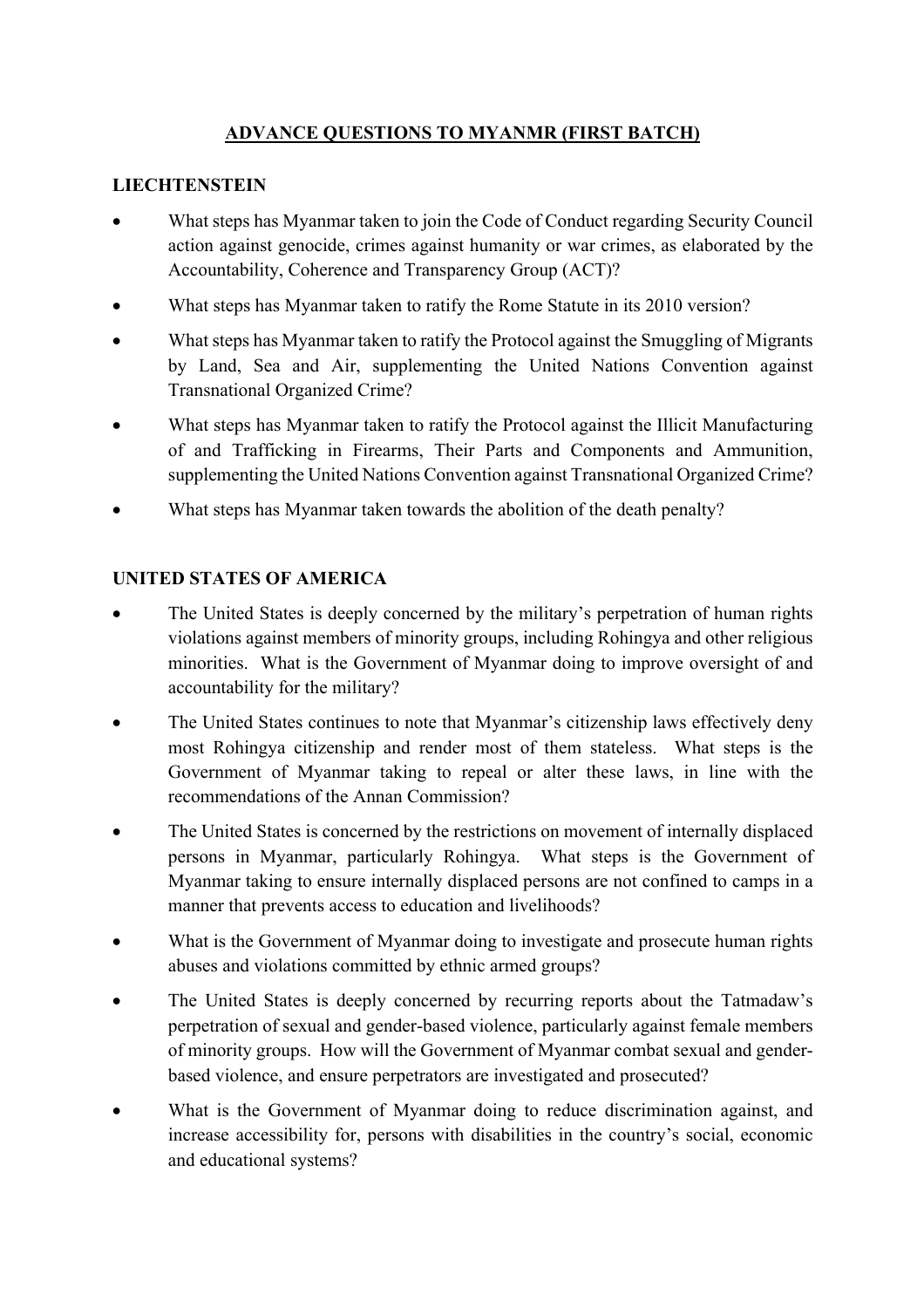# ADVANCE QUESTIONS TO MYANMAR (FIRST BATCH)

## LIECHTENSTEIN

- What steps has Myanmar taken to join the Code of Conduct regarding Security Council action against genocide, crimes against humanity or war crimes, as elaborated by the Accountability, Coherence and Transparency Group (ACT)?
- What steps has Myanmar taken to ratify the Rome Statute in its 2010 version?
- What steps has Myanmar taken to ratify the Protocol against the Smuggling of Migrants by Land, Sea and Air, supplementing the United Nations Convention against Transnational Organized Crime?
- What steps has Myanmar taken to ratify the Protocol against the Illicit Manufacturing of and Trafficking in Firearms, Their Parts and Components and Ammunition, supplementing the United Nations Convention against Transnational Organized Crime?
- What steps has Myanmar taken towards the abolition of the death penalty?

## UNITED STATES OF AMERICA

- The United States is deeply concerned by the military's perpetration of human rights violations against members of minority groups, including Rohingya and other religious minorities. What is the Government of Myanmar doing to improve oversight of and accountability for the military?
- The United States continues to note that Myanmar's citizenship laws effectively deny most Rohingya citizenship and render most of them stateless. What steps is the Government of Myanmar taking to repeal or alter these laws, in line with the recommendations of the Annan Commission?
- The United States is concerned by the restrictions on movement of internally displaced persons in Myanmar, particularly Rohingya. What steps is the Government of Myanmar taking to ensure internally displaced persons are not confined to camps in a manner that prevents access to education and livelihoods?
- What is the Government of Myanmar doing to investigate and prosecute human rights abuses and violations committed by ethnic armed groups?
- The United States is deeply concerned by recurring reports about the Tatmadaw's perpetration of sexual and gender-based violence, particularly against female members of minority groups. How will the Government of Myanmar combat sexual and gender-based violence, and ensure perpetrators are investigated and prosecuted?
- What is the Government of Myanmar doing to reduce discrimination against, and increase accessibility for, persons with disabilities in the country's social, economic and educational systems?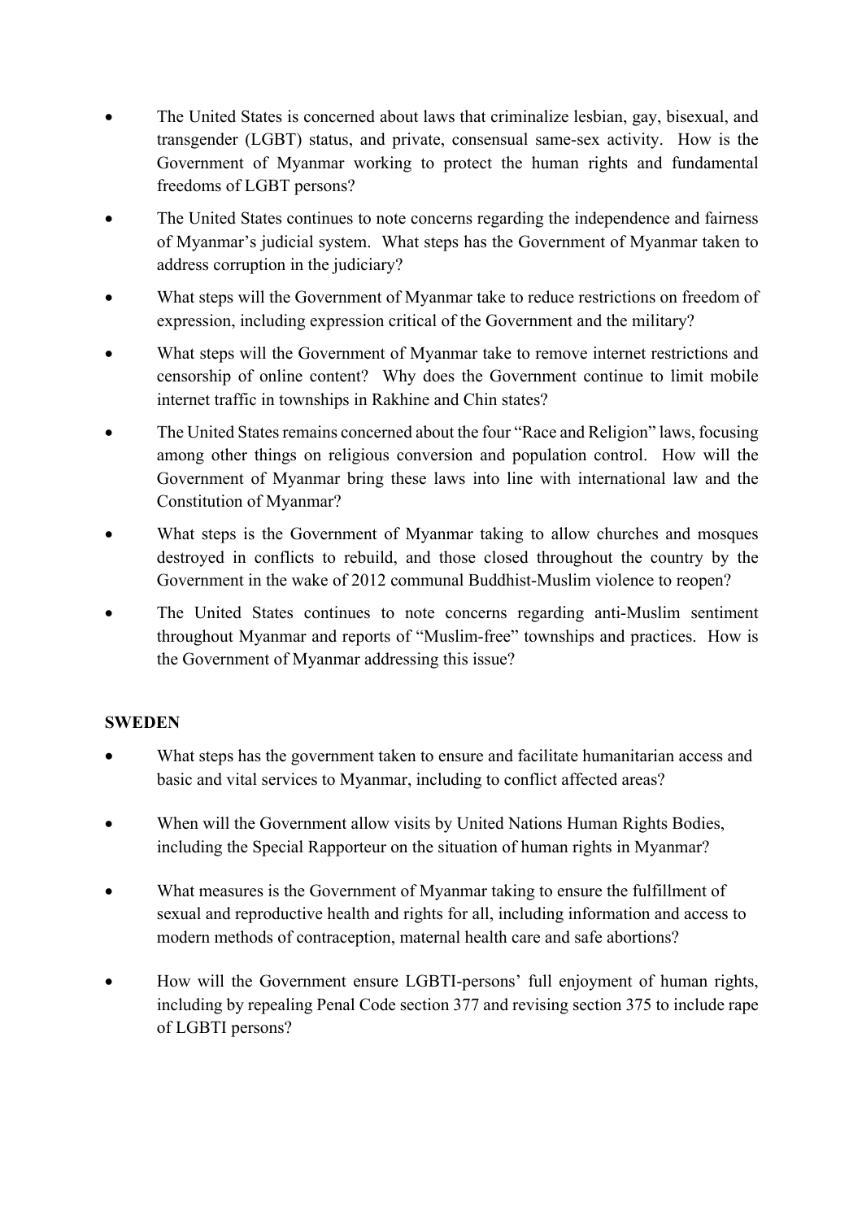- The United States is concerned about laws that criminalize lesbian, gay, bisexual, and transgender (LGBT) status, and private, consensual same-sex activity. How is the Government of Myanmar working to protect the human rights and fundamental freedoms of LGBT persons?
- The United States continues to note concerns regarding the independence and fairness of Myanmar's judicial system. What steps has the Government of Myanmar taken to address corruption in the judiciary?
- What steps will the Government of Myanmar take to reduce restrictions on freedom of expression, including expression critical of the Government and the military?
- What steps will the Government of Myanmar take to remove internet restrictions and censorship of online content? Why does the Government continue to limit mobile internet traffic in townships in Rakhine and Chin states?
- The United States remains concerned about the four "Race and Religion" laws, focusing among other things on religious conversion and population control. How will the Government of Myanmar bring these laws into line with international law and the Constitution of Myanmar?
- What steps is the Government of Myanmar taking to allow churches and mosques destroyed in conflicts to rebuild, and those closed throughout the country by the Government in the wake of 2012 communal Buddhist-Muslim violence to reopen?
- The United States continues to note concerns regarding anti-Muslim sentiment throughout Myanmar and reports of "Muslim-free" townships and practices. How is the Government of Myanmar addressing this issue?

**SWEDEN**

- What steps has the government taken to ensure and facilitate humanitarian access and basic and vital services to Myanmar, including to conflict affected areas?
- When will the Government allow visits by United Nations Human Rights Bodies, including the Special Rapporteur on the situation of human rights in Myanmar?
- What measures is the Government of Myanmar taking to ensure the fulfillment of sexual and reproductive health and rights for all, including information and access to modern methods of contraception, maternal health care and safe abortions?
- How will the Government ensure LGBTI-persons' full enjoyment of human rights, including by repealing Penal Code section 377 and revising section 375 to include rape of LGBTI persons?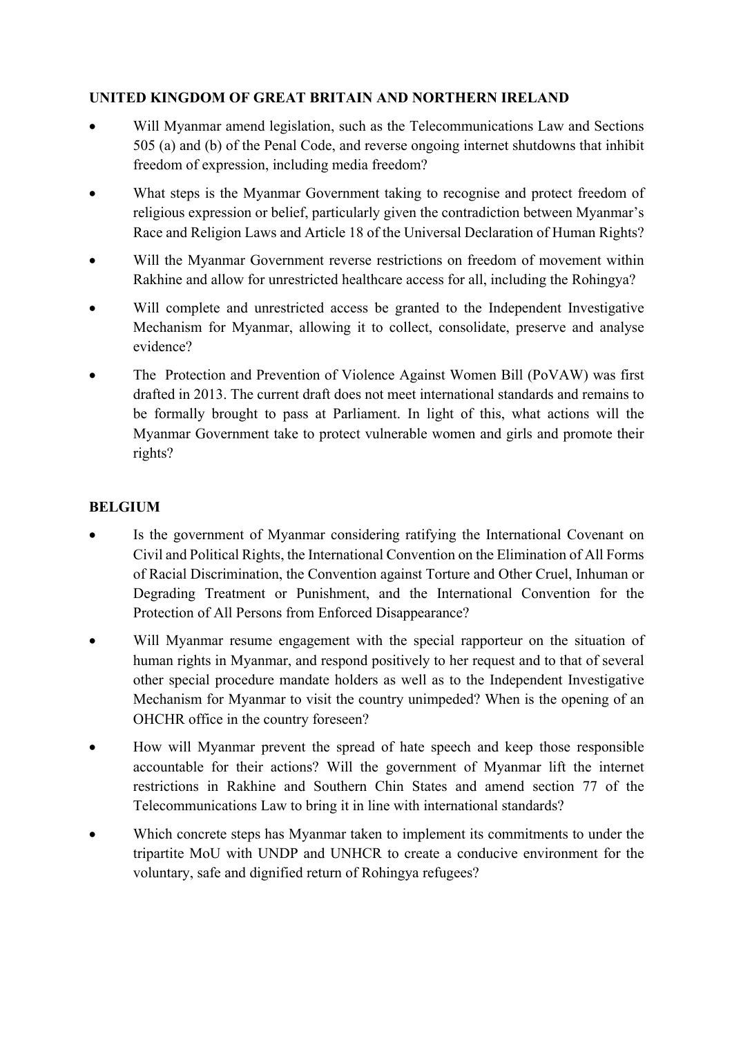**UNITED KINGDOM OF GREAT BRITAIN AND NORTHERN IRELAND**

- Will Myanmar amend legislation, such as the Telecommunications Law and Sections 505 (a) and (b) of the Penal Code, and reverse ongoing internet shutdowns that inhibit freedom of expression, including media freedom?
- What steps is the Myanmar Government taking to recognise and protect freedom of religious expression or belief, particularly given the contradiction between Myanmar's Race and Religion Laws and Article 18 of the Universal Declaration of Human Rights?
- Will the Myanmar Government reverse restrictions on freedom of movement within Rakhine and allow for unrestricted healthcare access for all, including the Rohingya?
- Will complete and unrestricted access be granted to the Independent Investigative Mechanism for Myanmar, allowing it to collect, consolidate, preserve and analyse evidence?
- The Protection and Prevention of Violence Against Women Bill (PoVAW) was first drafted in 2013. The current draft does not meet international standards and remains to be formally brought to pass at Parliament. In light of this, what actions will the Myanmar Government take to protect vulnerable women and girls and promote their rights?

**BELGIUM**

- Is the government of Myanmar considering ratifying the International Covenant on Civil and Political Rights, the International Convention on the Elimination of All Forms of Racial Discrimination, the Convention against Torture and Other Cruel, Inhuman or Degrading Treatment or Punishment, and the International Convention for the Protection of All Persons from Enforced Disappearance?
- Will Myanmar resume engagement with the special rapporteur on the situation of human rights in Myanmar, and respond positively to her request and to that of several other special procedure mandate holders as well as to the Independent Investigative Mechanism for Myanmar to visit the country unimpeded? When is the opening of an OHCHR office in the country foreseen?
- How will Myanmar prevent the spread of hate speech and keep those responsible accountable for their actions? Will the government of Myanmar lift the internet restrictions in Rakhine and Southern Chin States and amend section 77 of the Telecommunications Law to bring it in line with international standards?
- Which concrete steps has Myanmar taken to implement its commitments to under the tripartite MoU with UNDP and UNHCR to create a conducive environment for the voluntary, safe and dignified return of Rohingya refugees?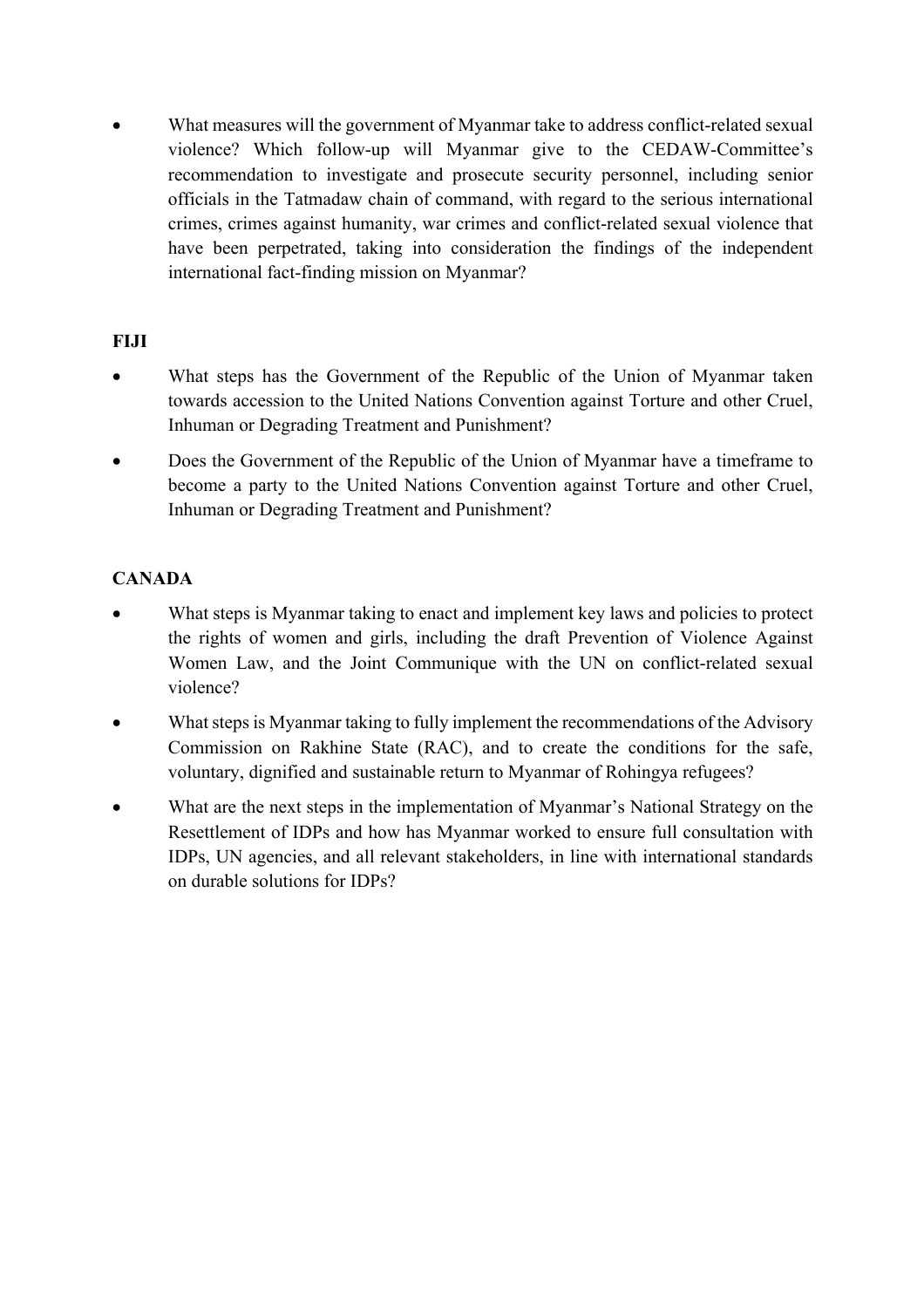- What measures will the government of Myanmar take to address conflict-related sexual violence? Which follow-up will Myanmar give to the CEDAW-Committee's recommendation to investigate and prosecute security personnel, including senior officials in the Tatmadaw chain of command, with regard to the serious international crimes, crimes against humanity, war crimes and conflict-related sexual violence that have been perpetrated, taking into consideration the findings of the independent international fact-finding mission on Myanmar?

**FIJI**

- What steps has the Government of the Republic of the Union of Myanmar taken towards accession to the United Nations Convention against Torture and other Cruel, Inhuman or Degrading Treatment and Punishment?
- Does the Government of the Republic of the Union of Myanmar have a timeframe to become a party to the United Nations Convention against Torture and other Cruel, Inhuman or Degrading Treatment and Punishment?

**CANADA**

- What steps is Myanmar taking to enact and implement key laws and policies to protect the rights of women and girls, including the draft Prevention of Violence Against Women Law, and the Joint Communique with the UN on conflict-related sexual violence?
- What steps is Myanmar taking to fully implement the recommendations of the Advisory Commission on Rakhine State (RAC), and to create the conditions for the safe, voluntary, dignified and sustainable return to Myanmar of Rohingya refugees?
- What are the next steps in the implementation of Myanmar's National Strategy on the Resettlement of IDPs and how has Myanmar worked to ensure full consultation with IDPs, UN agencies, and all relevant stakeholders, in line with international standards on durable solutions for IDPs?